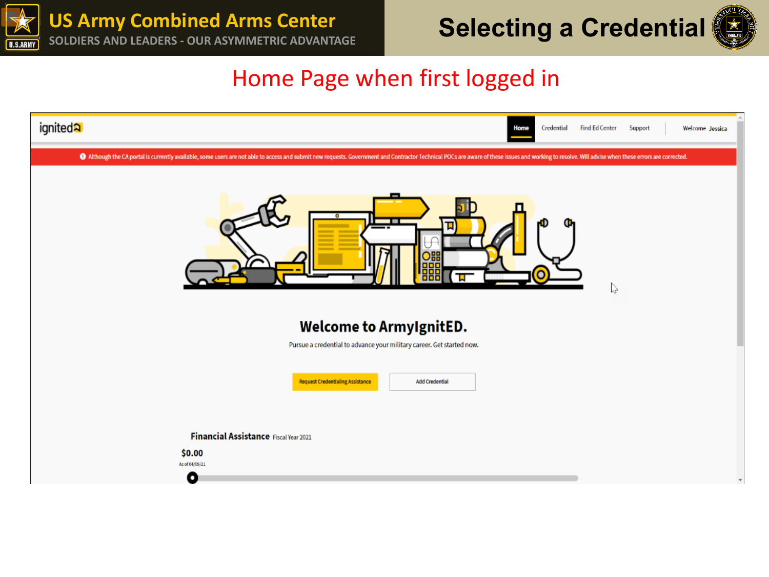# US Army Combined Arms Center

SOLDIERS AND LEADERS - OUR ASYMMETRIC ADVANTAGE

## Selecting a Credential

### Home Page when first logged in

ignited

Home | Credential | Find Ed Center | Support | Welcome Jessica

Although the CA portal is currently available, some users are not able to access and submit new requests. Government and Contractor Technical POCs are aware of these issues and working to resolve. Will advise when these errors are corrected.

**Welcome to ArmyIgnitED.**

Pursue a credential to advance your military career. Get started now.

Request Credentialing Assistance | Add Credential

**Financial Assistance** Fiscal Year 2021

$0.00

As of 04/09/21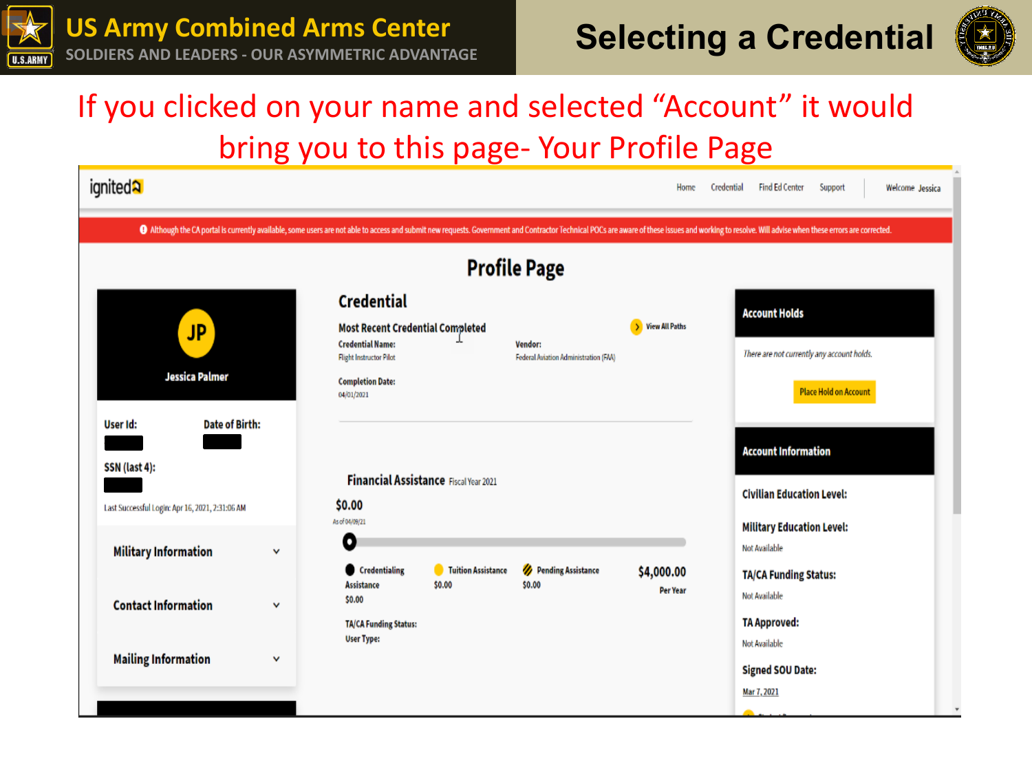# Selecting a Credential

US Army Combined Arms Center

SOLDIERS AND LEADERS - OUR ASYMMETRIC ADVANTAGE

If you clicked on your name and selected "Account" it would bring you to this page- Your Profile Page

ignited

Home | Credential | Find Ed Center | Support | Welcome Jessica

Although the CA portal is currently available, some users are not able to access and submit new requests. Government and Contractor Technical POCs are aware of these issues and working to resolve. Will advise when these errors are corrected.

## Profile Page

JP

Jessica Palmer

User Id:

Date of Birth:

SSN (last 4):

Last Successful Login: Apr 16, 2021, 2:31:06 AM

Military Information

Contact Information

Mailing Information

### Credential

**Most Recent Credential Completed**

View All Paths

**Credential Name:** Flight Instructor Pilot

**Vendor:** Federal Aviation Administration (FAA)

**Completion Date:** 04/01/2021

### Financial Assistance Fiscal Year 2021

$0.00

As of 04/09/21

Credentialing Assistance $0.00

Tuition Assistance $0.00

Pending Assistance $0.00

$4,000.00 Per Year

TA/CA Funding Status:

User Type:

### Account Holds

There are not currently any account holds.

Place Hold on Account

### Account Information

**Civilian Education Level:**

**Military Education Level:** Not Available

**TA/CA Funding Status:** Not Available

**TA Approved:** Not Available

**Signed SOU Date:** Mar 7, 2021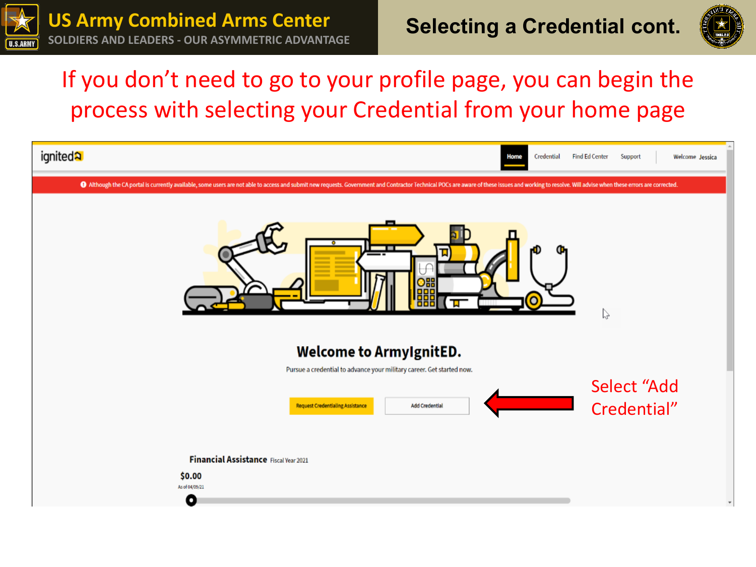# Selecting a Credential cont.

If you don't need to go to your profile page, you can begin the process with selecting your Credential from your home page

ignited

Home | Credential | Find Ed Center | Support | Welcome Jessica

Although the CA portal is currently available, some users are not able to access and submit new requests. Government and Contractor Technical POCs are aware of these issues and working to resolve. Will advise when these errors are corrected.

**Welcome to ArmyIgnitED.**

Pursue a credential to advance your military career. Get started now.

Request Credentialing Assistance | Add Credential

Select "Add Credential"

**Financial Assistance** Fiscal Year 2021

$0.00

As of 04/09/21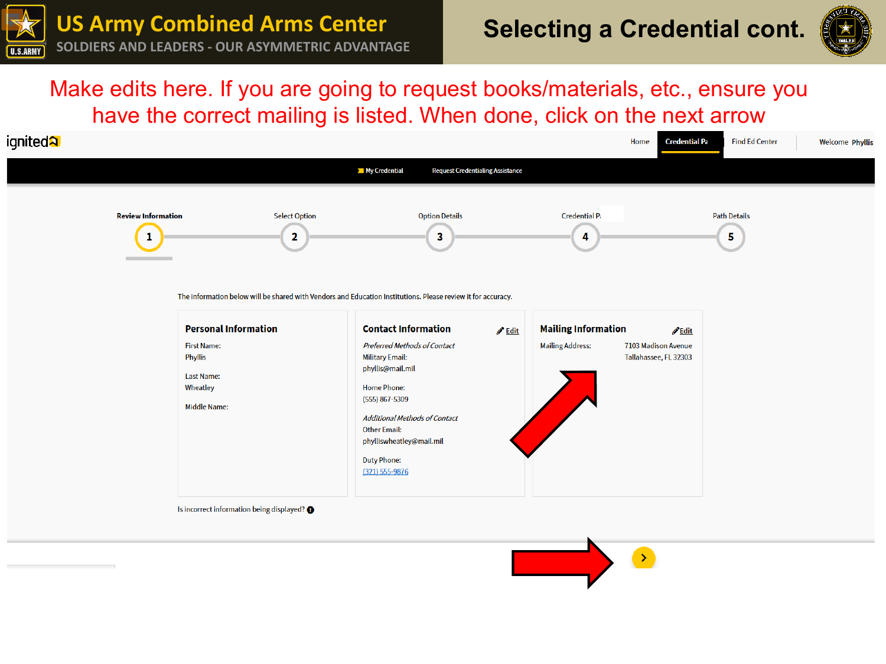# Selecting a Credential cont.

Make edits here. If you are going to request books/materials, etc., ensure you have the correct mailing is listed. When done, click on the next arrow

ignited

Home | Credential Pa | Find Ed Center | Welcome Phyllis

My Credential | Request Credentialing Assistance

1 Review Information — 2 Select Option — 3 Option Details — 4 Credential P — 5 Path Details

The information below will be shared with Vendors and Education Institutions. Please review it for accuracy.

**Personal Information**

First Name:
Phyllis

Last Name:
Wheatley

Middle Name:

**Contact Information** Edit

*Preferred Methods of Contact*
Military Email:
phyllis@mail.mil

Home Phone:
(555) 867-5309

*Additional Methods of Contact*
Other Email:
phylliswheatley@mail.mil

Duty Phone:
(321) 555-9876

**Mailing Information** Edit

Mailing Address: 7103 Madison Avenue
Tallahassee, FL 32303

Is incorrect information being displayed?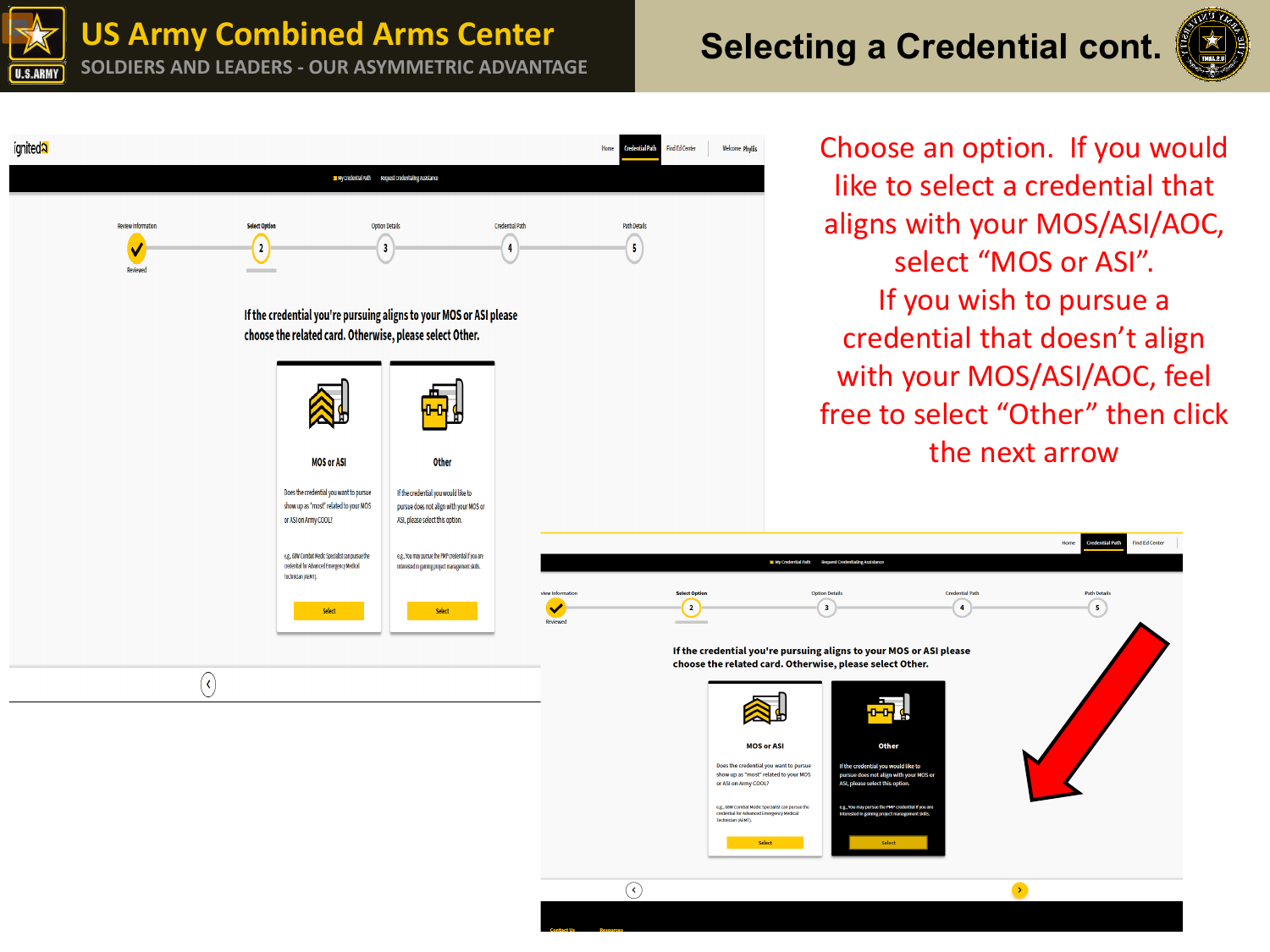# Selecting a Credential cont.

US Army Combined Arms Center

SOLDIERS AND LEADERS - OUR ASYMMETRIC ADVANTAGE

Choose an option. If you would like to select a credential that aligns with your MOS/ASI/AOC, select "MOS or ASI". If you wish to pursue a credential that doesn't align with your MOS/ASI/AOC, feel free to select "Other" then click the next arrow

ignited | Home | Credential Path | Find Ed Center | Welcome Phyllis

My Credential Path | Request credentialing Assistance

Review Information (Reviewed) → 2 Select Option → 3 Option Details → 4 Credential Path → 5 Path Details

If the credential you're pursuing aligns to your MOS or ASI please choose the related card. Otherwise, please select Other.

**MOS or ASI**

Does the credential you want to pursue show up as "most" related to your MOS or ASI on Army COOL?

e.g., 68W Combat Medic Specialist can pursue the credential for Advanced Emergency Medical Technician (AEMT).

Select

**Other**

If the credential you would like to pursue does not align with your MOS or ASI, please select this option.

e.g., You may pursue the PMP credential if you are interested in gaining project management skills.

Select

Contact Us | Resources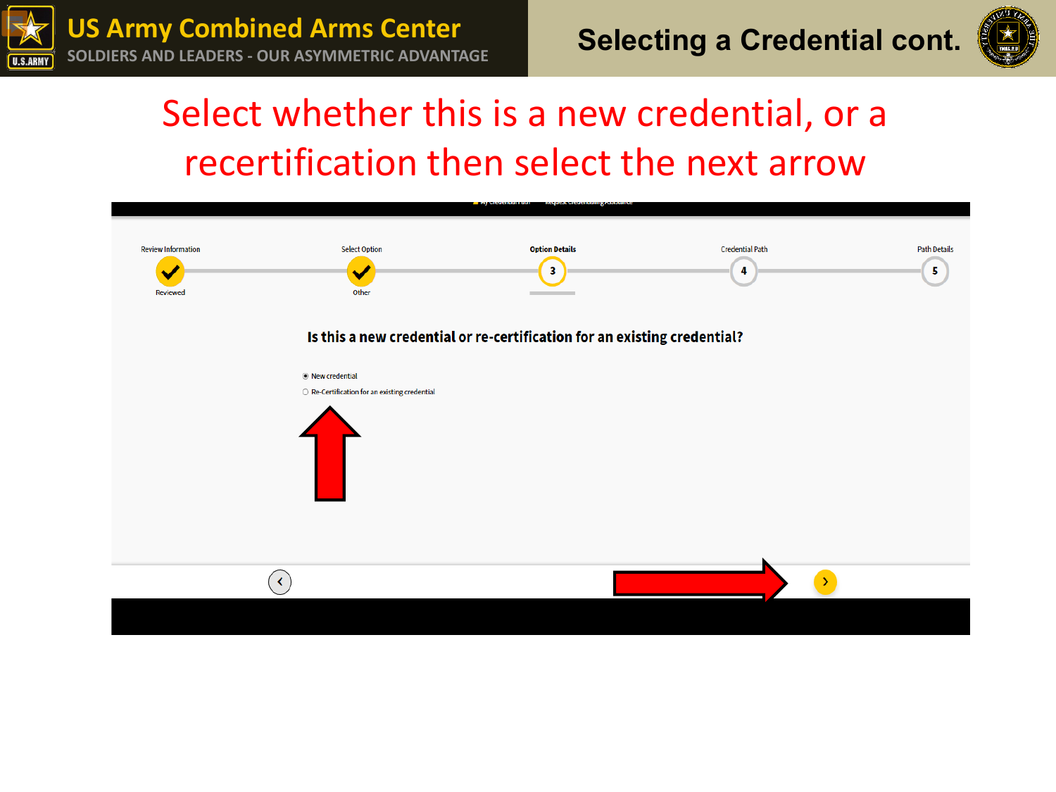# Selecting a Credential cont.

## Select whether this is a new credential, or a recertification then select the next arrow

Review Information — Reviewed
Select Option — Other
Option Details — 3
Credential Path — 4
Path Details — 5

**Is this a new credential or re-certification for an existing credential?**

- New credential
- Re-Certification for an existing credential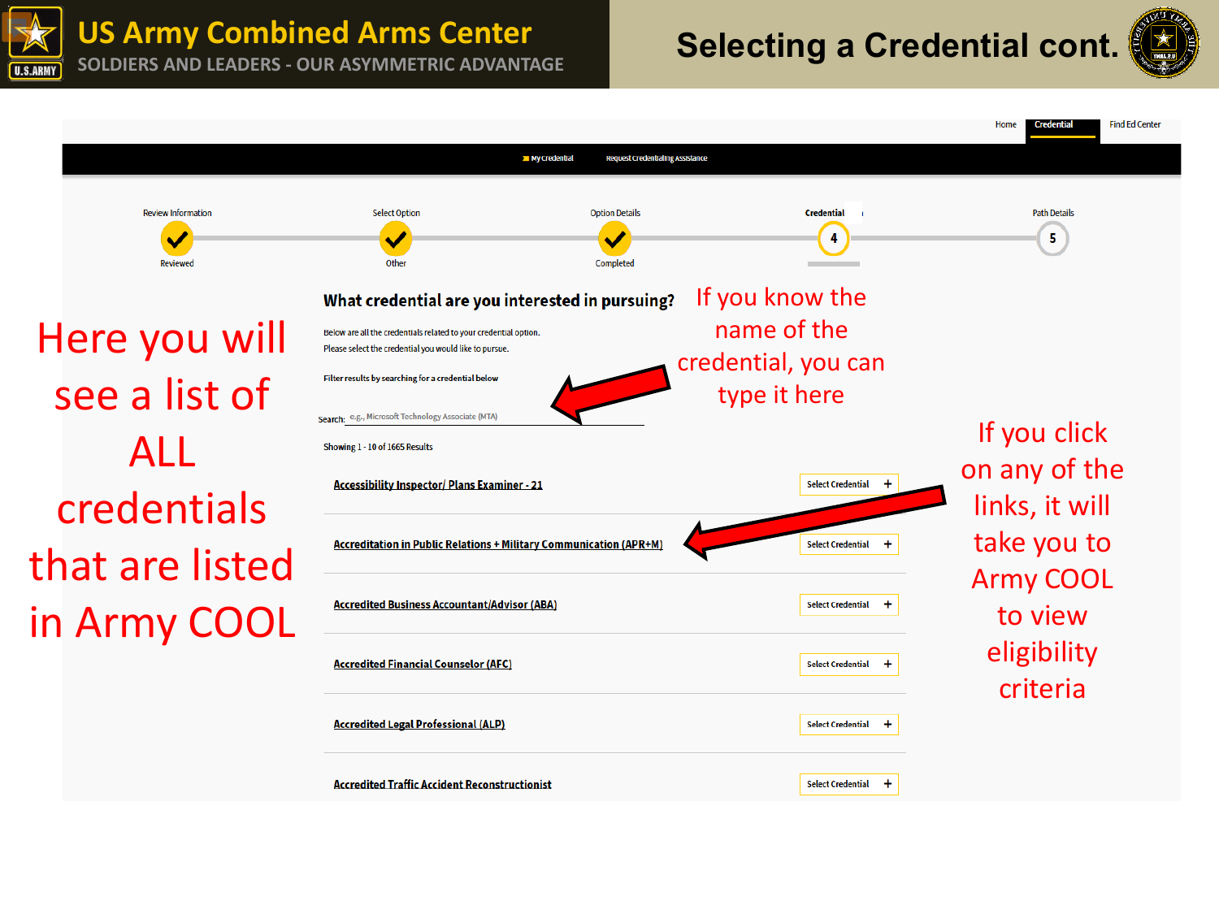# Selecting a Credential cont.

US Army Combined Arms Center
SOLDIERS AND LEADERS - OUR ASYMMETRIC ADVANTAGE

Home | Credential | Find Ed Center

My credential | Request Credentialing Assistance

Review Information — Reviewed | Select Option — Other | Option Details — Completed | Credential — 4 | Path Details — 5

**What credential are you interested in pursuing?**

Below are all the credentials related to your credential option.
Please select the credential you would like to pursue.

Filter results by searching for a credential below

Search: e.g., Microsoft Technology Associate (MTA)

Showing 1 - 10 of 1665 Results

- Accessibility Inspector/ Plans Examiner - 21 — Select Credential +
- Accreditation in Public Relations + Military Communication (APR+M) — Select Credential +
- Accredited Business Accountant/Advisor (ABA) — Select Credential +
- Accredited Financial Counselor (AFC) — Select Credential +
- Accredited Legal Professional (ALP) — Select Credential +
- Accredited Traffic Accident Reconstructionist — Select Credential +

Here you will see a list of ALL credentials that are listed in Army COOL

If you know the name of the credential, you can type it here

If you click on any of the links, it will take you to Army COOL to view eligibility criteria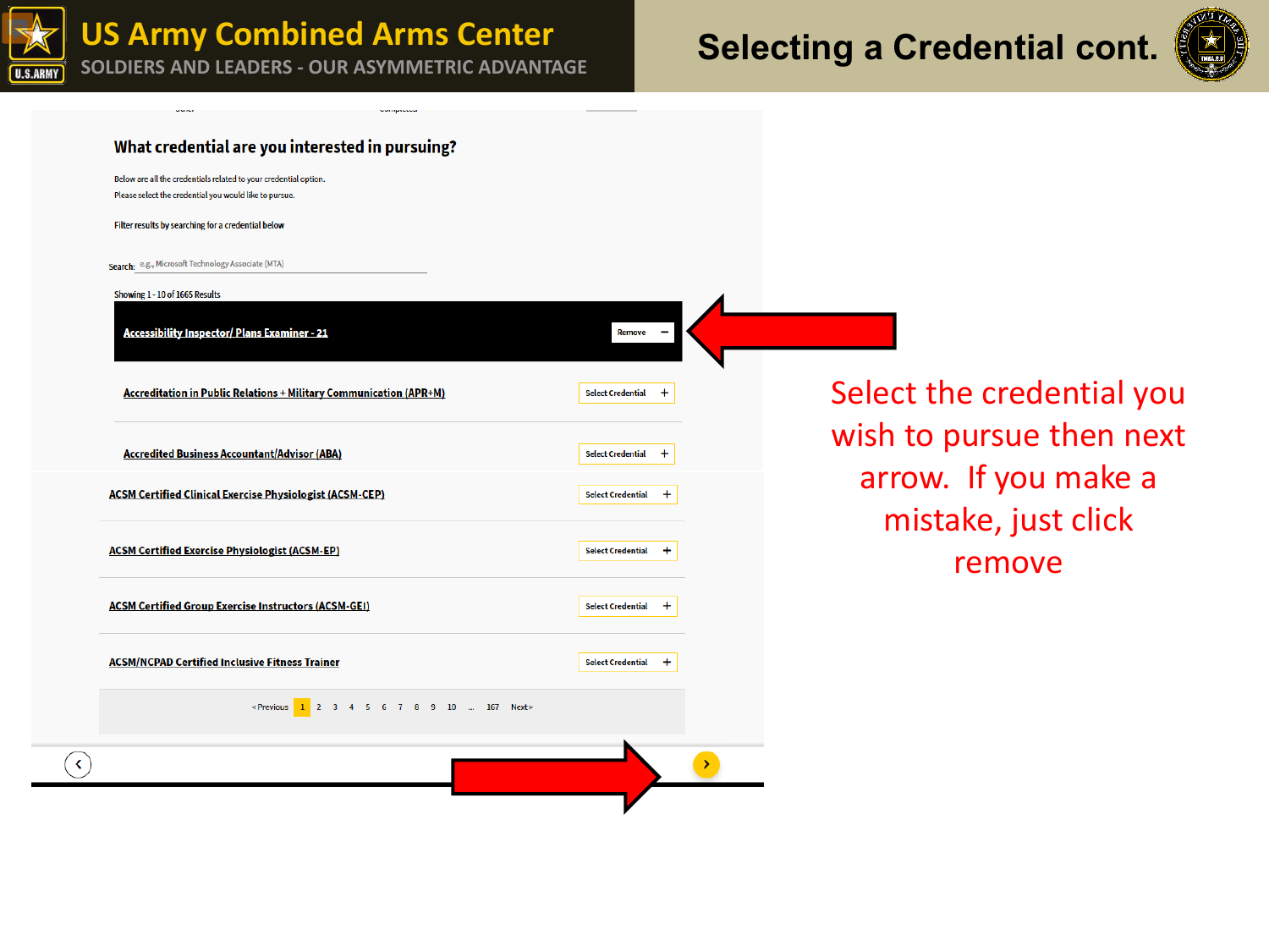# Selecting a Credential cont.

## What credential are you interested in pursuing?

Below are all the credentials related to your credential option.
Please select the credential you would like to pursue.

Filter results by searching for a credential below

Search: e.g., Microsoft Technology Associate (MTA)

Showing 1 - 10 of 1665 Results

- Accessibility Inspector/ Plans Examiner - 21 — Remove −
- Accreditation in Public Relations + Military Communication (APR+M) — Select Credential +
- Accredited Business Accountant/Advisor (ABA) — Select Credential +
- ACSM Certified Clinical Exercise Physiologist (ACSM-CEP) — Select Credential +
- ACSM Certified Exercise Physiologist (ACSM-EP) — Select Credential +
- ACSM Certified Group Exercise Instructors (ACSM-GEI) — Select Credential +
- ACSM/NCPAD Certified Inclusive Fitness Trainer — Select Credential +

< Previous 1 2 3 4 5 6 7 8 9 10 ... 167 Next >

Select the credential you wish to pursue then next arrow. If you make a mistake, just click remove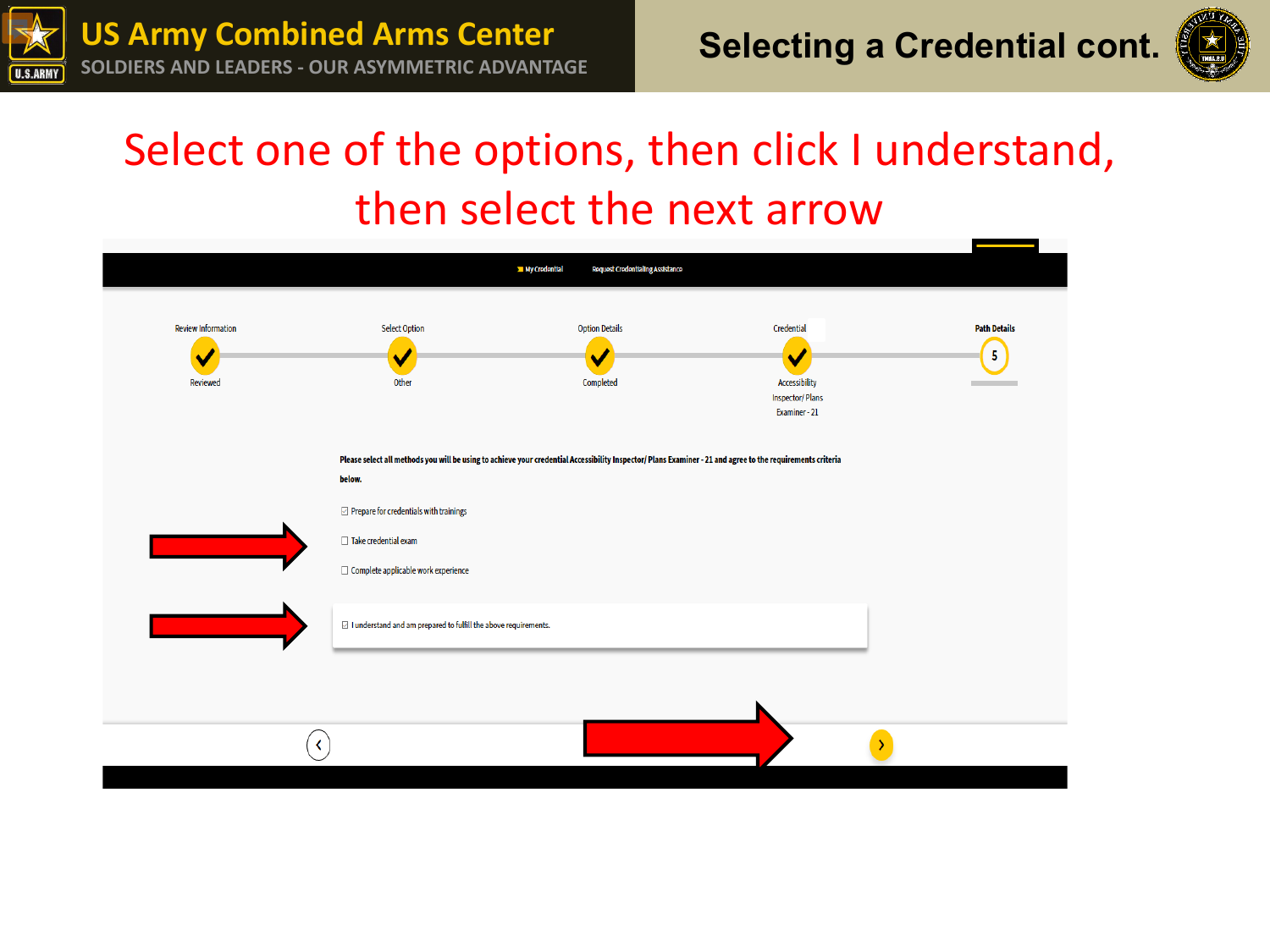# Selecting a Credential cont.

Select one of the options, then click I understand, then select the next arrow

My Credential | Request Credentialing Assistance

Review Information — Reviewed
Select Option — Other
Option Details — Completed
Credential — Accessibility Inspector/ Plans Examiner - 21
Path Details — 5

Please select all methods you will be using to achieve your credential Accessibility Inspector/ Plans Examiner - 21 and agree to the requirements criteria below.

- ☑ Prepare for credentials with trainings
- ☐ Take credential exam
- ☐ Complete applicable work experience

☑ I understand and am prepared to fulfill the above requirements.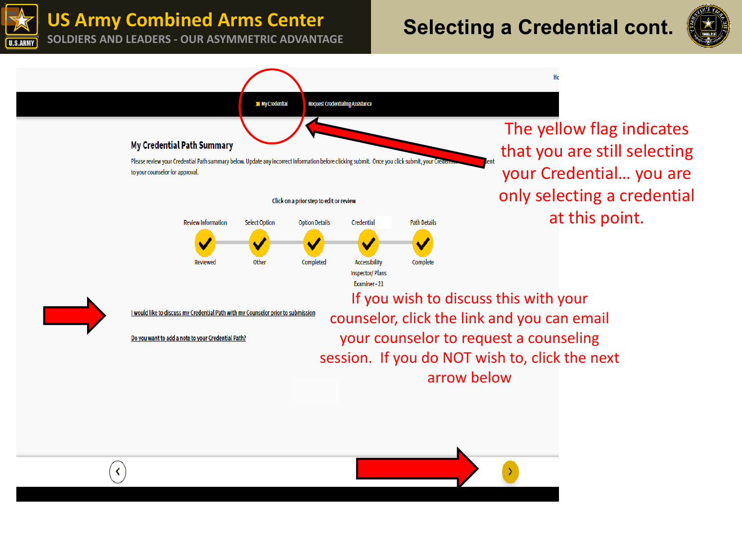# Selecting a Credential cont.

My Credential | Request Credentialing Assistance

## My Credential Path Summary

Please review your Credential Path summary below. Update any incorrect information before clicking submit. Once you click submit, your Credential ... sent to your counselor for approval.

Click on a prior step to edit or review

| Review Information | Select Option | Option Details | Credential | Path Details |
|---|---|---|---|---|
| Reviewed | Other | Completed | Accessibility Inspector/ Plans Examiner - 21 | Complete |

I would like to discuss my Credential Path with my Counselor prior to submission

Do you want to add a note to your Credential Path?

The yellow flag indicates that you are still selecting your Credential… you are only selecting a credential at this point.

If you wish to discuss this with your counselor, click the link and you can email your counselor to request a counseling session. If you do NOT wish to, click the next arrow below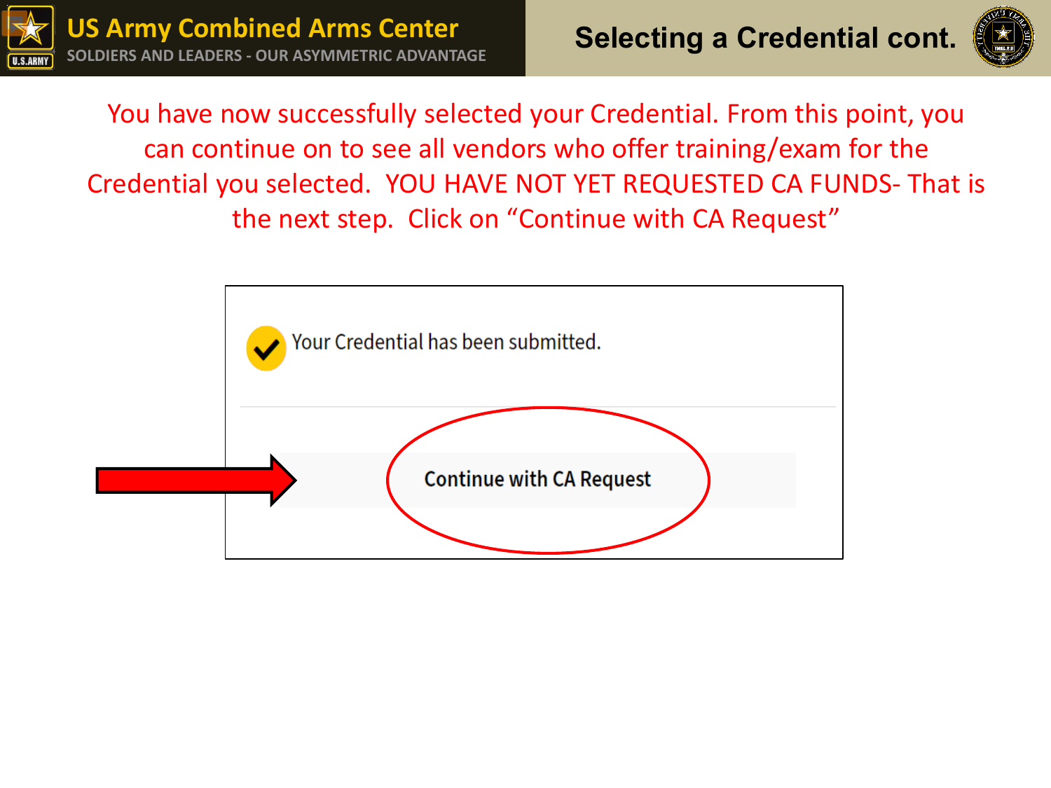# Selecting a Credential cont.

You have now successfully selected your Credential. From this point, you can continue on to see all vendors who offer training/exam for the Credential you selected. YOU HAVE NOT YET REQUESTED CA FUNDS- That is the next step. Click on "Continue with CA Request"

Your Credential has been submitted.

Continue with CA Request